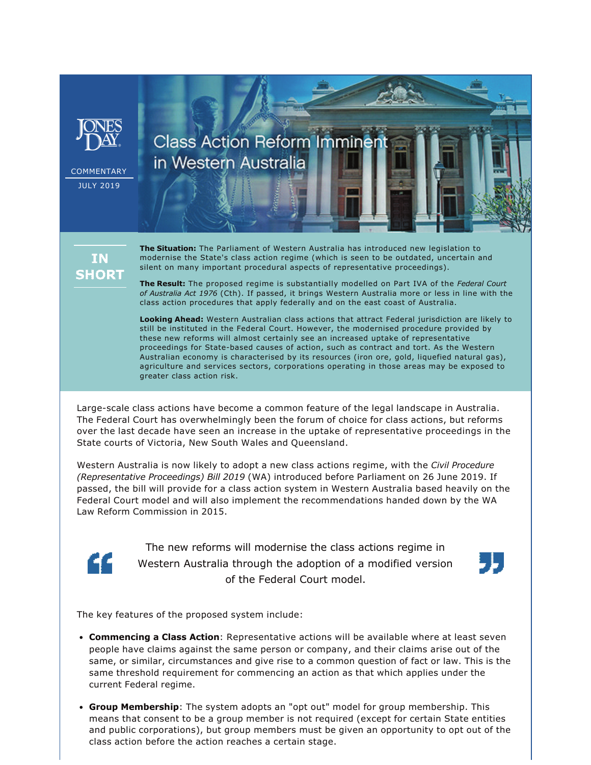JONES DAY

COMMENTARY

JULY 2019

# Class Action Reform Imminent in Western Australia

## IN SHORT

**The Situation:** The Parliament of Western Australia has introduced new legislation to modernise the State's class action regime (which is seen to be outdated, uncertain and silent on many important procedural aspects of representative proceedings).

**The Result:** The proposed regime is substantially modelled on Part IVA of the *Federal Court of Australia Act 1976* (Cth). If passed, it brings Western Australia more or less in line with the class action procedures that apply federally and on the east coast of Australia.

**Looking Ahead:** Western Australian class actions that attract Federal jurisdiction are likely to still be instituted in the Federal Court. However, the modernised procedure provided by these new reforms will almost certainly see an increased uptake of representative proceedings for State-based causes of action, such as contract and tort. As the Western Australian economy is characterised by its resources (iron ore, gold, liquefied natural gas), agriculture and services sectors, corporations operating in those areas may be exposed to greater class action risk.

Large-scale class actions have become a common feature of the legal landscape in Australia. The Federal Court has overwhelmingly been the forum of choice for class actions, but reforms over the last decade have seen an increase in the uptake of representative proceedings in the State courts of Victoria, New South Wales and Queensland.

Western Australia is now likely to adopt a new class actions regime, with the *Civil Procedure (Representative Proceedings) Bill 2019* (WA) introduced before Parliament on 26 June 2019. If passed, the bill will provide for a class action system in Western Australia based heavily on the Federal Court model and will also implement the recommendations handed down by the WA Law Reform Commission in 2015.

> The new reforms will modernise the class actions regime in Western Australia through the adoption of a modified version of the Federal Court model.

The key features of the proposed system include:

- **Commencing a Class Action**: Representative actions will be available where at least seven people have claims against the same person or company, and their claims arise out of the same, or similar, circumstances and give rise to a common question of fact or law. This is the same threshold requirement for commencing an action as that which applies under the current Federal regime.
- **Group Membership**: The system adopts an "opt out" model for group membership. This means that consent to be a group member is not required (except for certain State entities and public corporations), but group members must be given an opportunity to opt out of the class action before the action reaches a certain stage.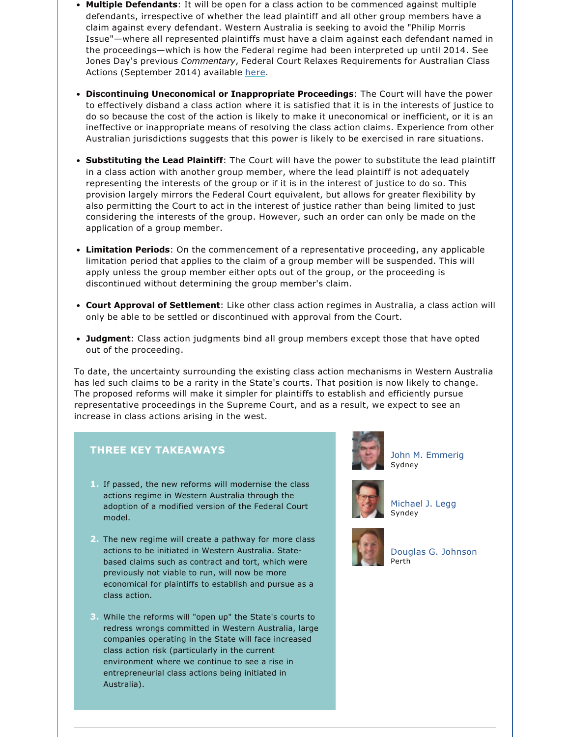- **Multiple Defendants**: It will be open for a class action to be commenced against multiple defendants, irrespective of whether the lead plaintiff and all other group members have a claim against every defendant. Western Australia is seeking to avoid the "Philip Morris Issue"—where all represented plaintiffs must have a claim against each defendant named in the proceedings—which is how the Federal regime had been interpreted up until 2014. See Jones Day's previous *Commentary*, Federal Court Relaxes Requirements for Australian Class Actions (September 2014) available here.

- **Discontinuing Uneconomical or Inappropriate Proceedings**: The Court will have the power to effectively disband a class action where it is satisfied that it is in the interests of justice to do so because the cost of the action is likely to make it uneconomical or inefficient, or it is an ineffective or inappropriate means of resolving the class action claims. Experience from other Australian jurisdictions suggests that this power is likely to be exercised in rare situations.

- **Substituting the Lead Plaintiff**: The Court will have the power to substitute the lead plaintiff in a class action with another group member, where the lead plaintiff is not adequately representing the interests of the group or if it is in the interest of justice to do so. This provision largely mirrors the Federal Court equivalent, but allows for greater flexibility by also permitting the Court to act in the interest of justice rather than being limited to just considering the interests of the group. However, such an order can only be made on the application of a group member.

- **Limitation Periods**: On the commencement of a representative proceeding, any applicable limitation period that applies to the claim of a group member will be suspended. This will apply unless the group member either opts out of the group, or the proceeding is discontinued without determining the group member's claim.

- **Court Approval of Settlement**: Like other class action regimes in Australia, a class action will only be able to be settled or discontinued with approval from the Court.

- **Judgment**: Class action judgments bind all group members except those that have opted out of the proceeding.

To date, the uncertainty surrounding the existing class action mechanisms in Western Australia has led such claims to be a rarity in the State's courts. That position is now likely to change. The proposed reforms will make it simpler for plaintiffs to establish and efficiently pursue representative proceedings in the Supreme Court, and as a result, we expect to see an increase in class actions arising in the west.

## THREE KEY TAKEAWAYS

1. If passed, the new reforms will modernise the class actions regime in Western Australia through the adoption of a modified version of the Federal Court model.
2. The new regime will create a pathway for more class actions to be initiated in Western Australia. State-based claims such as contract and tort, which were previously not viable to run, will now be more economical for plaintiffs to establish and pursue as a class action.
3. While the reforms will "open up" the State's courts to redress wrongs committed in Western Australia, large companies operating in the State will face increased class action risk (particularly in the current environment where we continue to see a rise in entrepreneurial class actions being initiated in Australia).

John M. Emmerig
Sydney

Michael J. Legg
Syndey

Douglas G. Johnson
Perth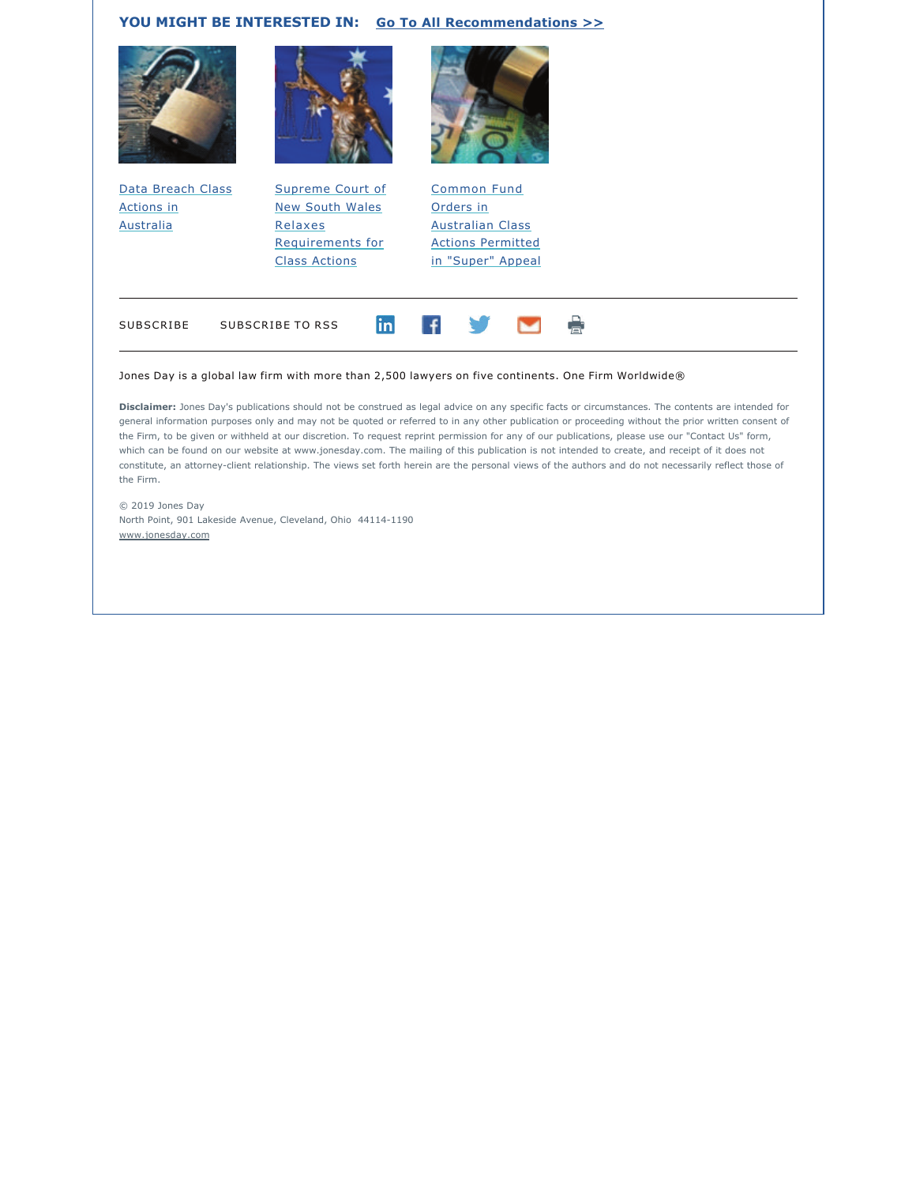**YOU MIGHT BE INTERESTED IN:** Go To All Recommendations >>

Data Breach Class Actions in Australia

Supreme Court of New South Wales Relaxes Requirements for Class Actions

Common Fund Orders in Australian Class Actions Permitted in "Super" Appeal

SUBSCRIBE SUBSCRIBE TO RSS

Jones Day is a global law firm with more than 2,500 lawyers on five continents. One Firm Worldwide®

**Disclaimer:** Jones Day's publications should not be construed as legal advice on any specific facts or circumstances. The contents are intended for general information purposes only and may not be quoted or referred to in any other publication or proceeding without the prior written consent of the Firm, to be given or withheld at our discretion. To request reprint permission for any of our publications, please use our "Contact Us" form, which can be found on our website at www.jonesday.com. The mailing of this publication is not intended to create, and receipt of it does not constitute, an attorney-client relationship. The views set forth herein are the personal views of the authors and do not necessarily reflect those of the Firm.

© 2019 Jones Day
North Point, 901 Lakeside Avenue, Cleveland, Ohio 44114-1190
www.jonesday.com